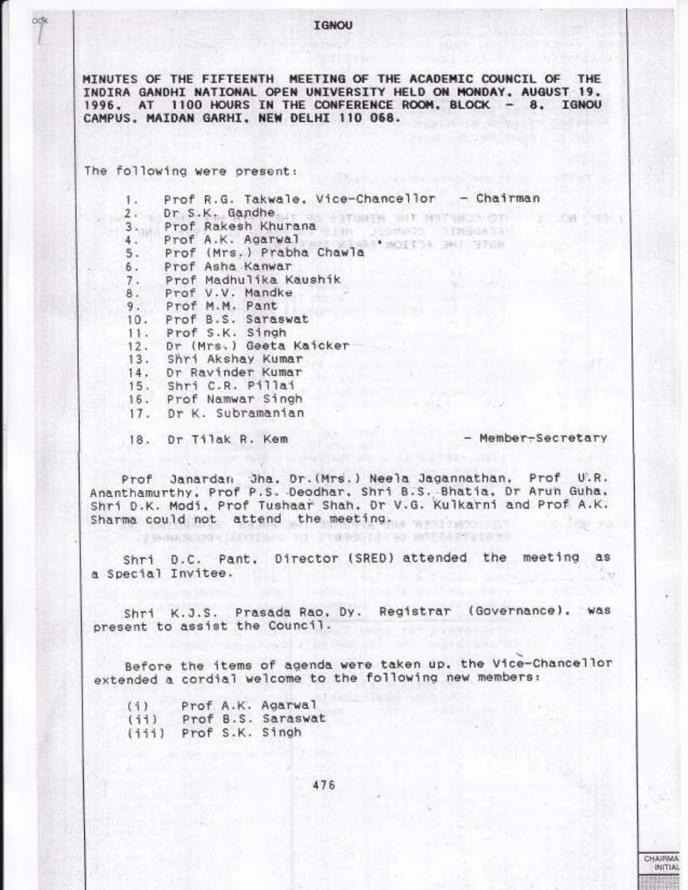IGNOU

**MINUTES OF THE FIFTEENTH MEETING OF THE ACADEMIC COUNCIL OF THE INDIRA GANDHI NATIONAL OPEN UNIVERSITY HELD ON MONDAY, AUGUST 19, 1996, AT 1100 HOURS IN THE CONFERENCE ROOM, BLOCK - 8, IGNOU CAMPUS, MAIDAN GARHI, NEW DELHI 110 068.**

The following were present:

1. Prof R.G. Takwale, Vice-Chancellor - Chairman
2. Dr S.K. Gandhe
3. Prof Rakesh Khurana
4. Prof A.K. Agarwal
5. Prof (Mrs.) Prabha Chawla
6. Prof Asha Kanwar
7. Prof Madhulika Kaushik
8. Prof V.V. Mandke
9. Prof M.M. Pant
10. Prof B.S. Saraswat
11. Prof S.K. Singh
12. Dr (Mrs.) Geeta Kaicker
13. Shri Akshay Kumar
14. Dr Ravinder Kumar
15. Shri C.R. Pillai
16. Prof Namwar Singh
17. Dr K. Subramanian
18. Dr Tilak R. Kem - Member-Secretary

Prof Janardan Jha, Dr.(Mrs.) Neela Jagannathan, Prof U.R. Ananthamurthy, Prof P.S. Deodhar, Shri B.S. Bhatia, Dr Arun Guha, Shri D.K. Modi, Prof Tushaar Shah, Dr V.G. Kulkarni and Prof A.K. Sharma could not attend the meeting.

Shri D.C. Pant, Director (SRED) attended the meeting as a Special Invitee.

Shri K.J.S. Prasada Rao, Dy. Registrar (Governance), was present to assist the Council.

Before the items of agenda were taken up, the Vice-Chancellor extended a cordial welcome to the following new members:

(i) Prof A.K. Agarwal
(ii) Prof B.S. Saraswat
(iii) Prof S.K. Singh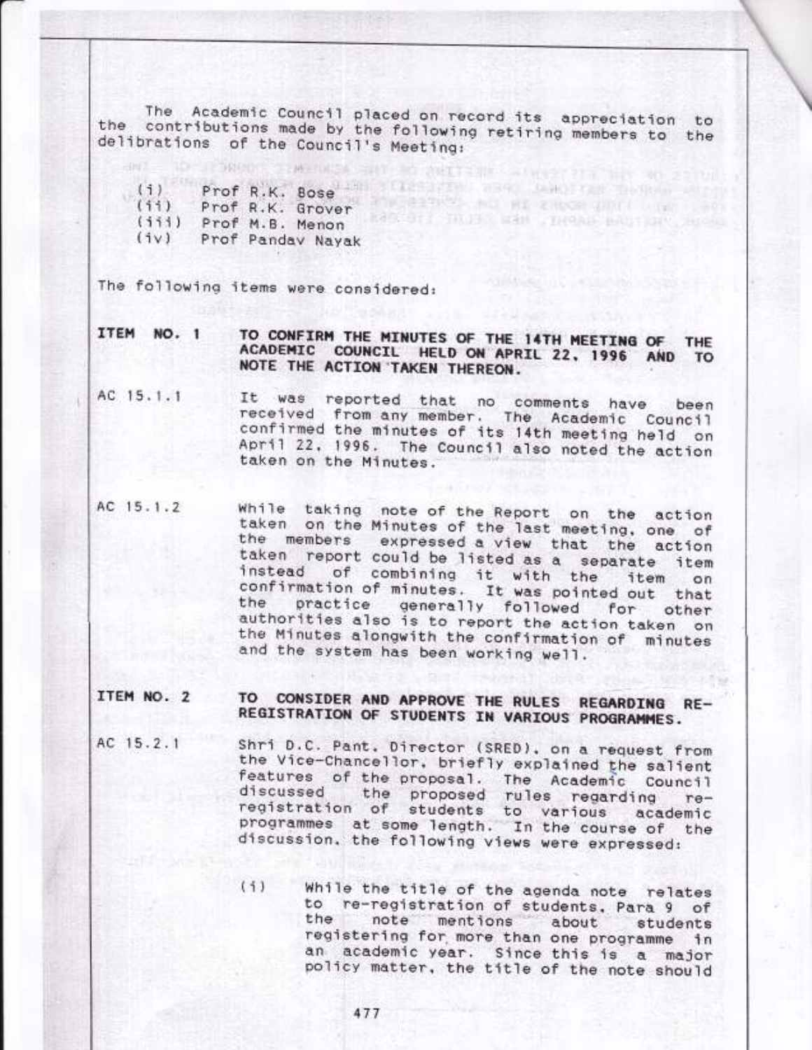The Academic Council placed on record its appreciation to the contributions made by the following retiring members to the delibrations of the Council's Meeting:

(i) Prof R.K. Bose
(ii) Prof R.K. Grover
(iii) Prof M.B. Menon
(iv) Prof Pandav Nayak

The following items were considered:

**ITEM NO. 1 TO CONFIRM THE MINUTES OF THE 14TH MEETING OF THE ACADEMIC COUNCIL HELD ON APRIL 22, 1996 AND TO NOTE THE ACTION TAKEN THEREON.**

AC 15.1.1 It was reported that no comments have been received from any member. The Academic Council confirmed the minutes of its 14th meeting held on April 22, 1996. The Council also noted the action taken on the Minutes.

AC 15.1.2 While taking note of the Report on the action taken on the Minutes of the last meeting, one of the members expressed a view that the action taken report could be listed as a separate item instead of combining it with the item on confirmation of minutes. It was pointed out that the practice generally followed for other authorities also is to report the action taken on the Minutes alongwith the confirmation of minutes and the system has been working well.

**ITEM NO. 2 TO CONSIDER AND APPROVE THE RULES REGARDING RE-REGISTRATION OF STUDENTS IN VARIOUS PROGRAMMES.**

AC 15.2.1 Shri D.C. Pant, Director (SRED), on a request from the Vice-Chancellor, briefly explained the salient features of the proposal. The Academic Council discussed the proposed rules regarding re-registration of students to various academic programmes at some length. In the course of the discussion, the following views were expressed:

(i) While the title of the agenda note relates to re-registration of students, Para 9 of the note mentions about students registering for more than one programme in an academic year. Since this is a major policy matter, the title of the note should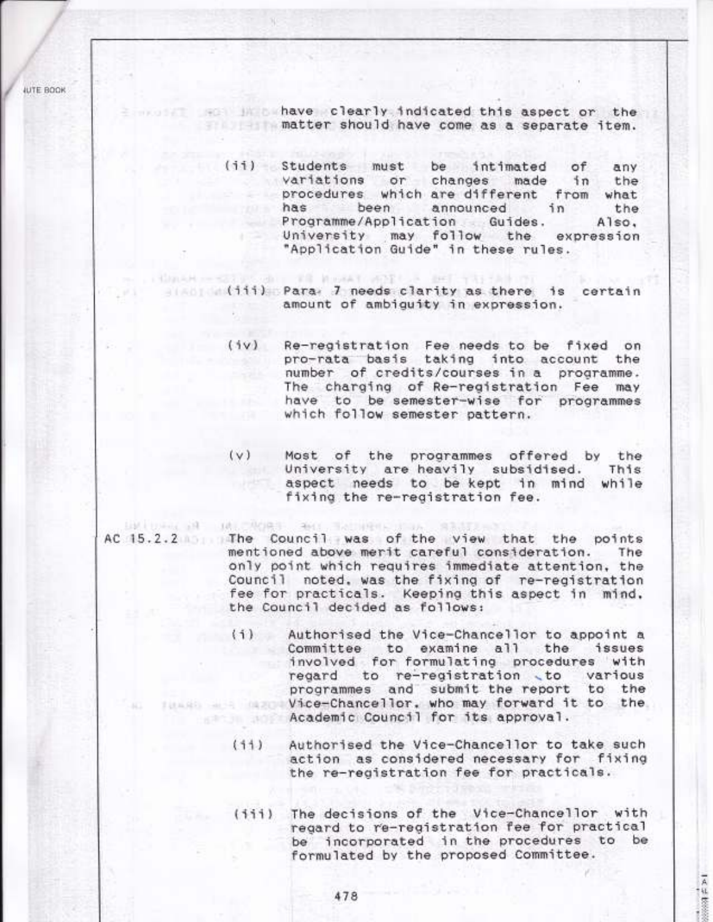have clearly indicated this aspect or the matter should have come as a separate item.

(ii) Students must be intimated of any variations or changes made in the procedures which are different from what has been announced in the Programme/Application Guides. Also, University may follow the expression "Application Guide" in these rules.

(iii) Para 7 needs clarity as there is certain amount of ambiguity in expression.

(iv) Re-registration Fee needs to be fixed on pro-rata basis taking into account the number of credits/courses in a programme. The charging of Re-registration Fee may have to be semester-wise for programmes which follow semester pattern.

(v) Most of the programmes offered by the University are heavily subsidised. This aspect needs to be kept in mind while fixing the re-registration fee.

AC 15.2.2 The Council was of the view that the points mentioned above merit careful consideration. The only point which requires immediate attention, the Council noted, was the fixing of re-registration fee for practicals. Keeping this aspect in mind, the Council decided as follows:

(i) Authorised the Vice-Chancellor to appoint a Committee to examine all the issues involved for formulating procedures with regard to re-registration to various programmes and submit the report to the Vice-Chancellor, who may forward it to the Academic Council for its approval.

(ii) Authorised the Vice-Chancellor to take such action as considered necessary for fixing the re-registration fee for practicals.

(iii) The decisions of the Vice-Chancellor with regard to re-registration fee for practical be incorporated in the procedures to be formulated by the proposed Committee.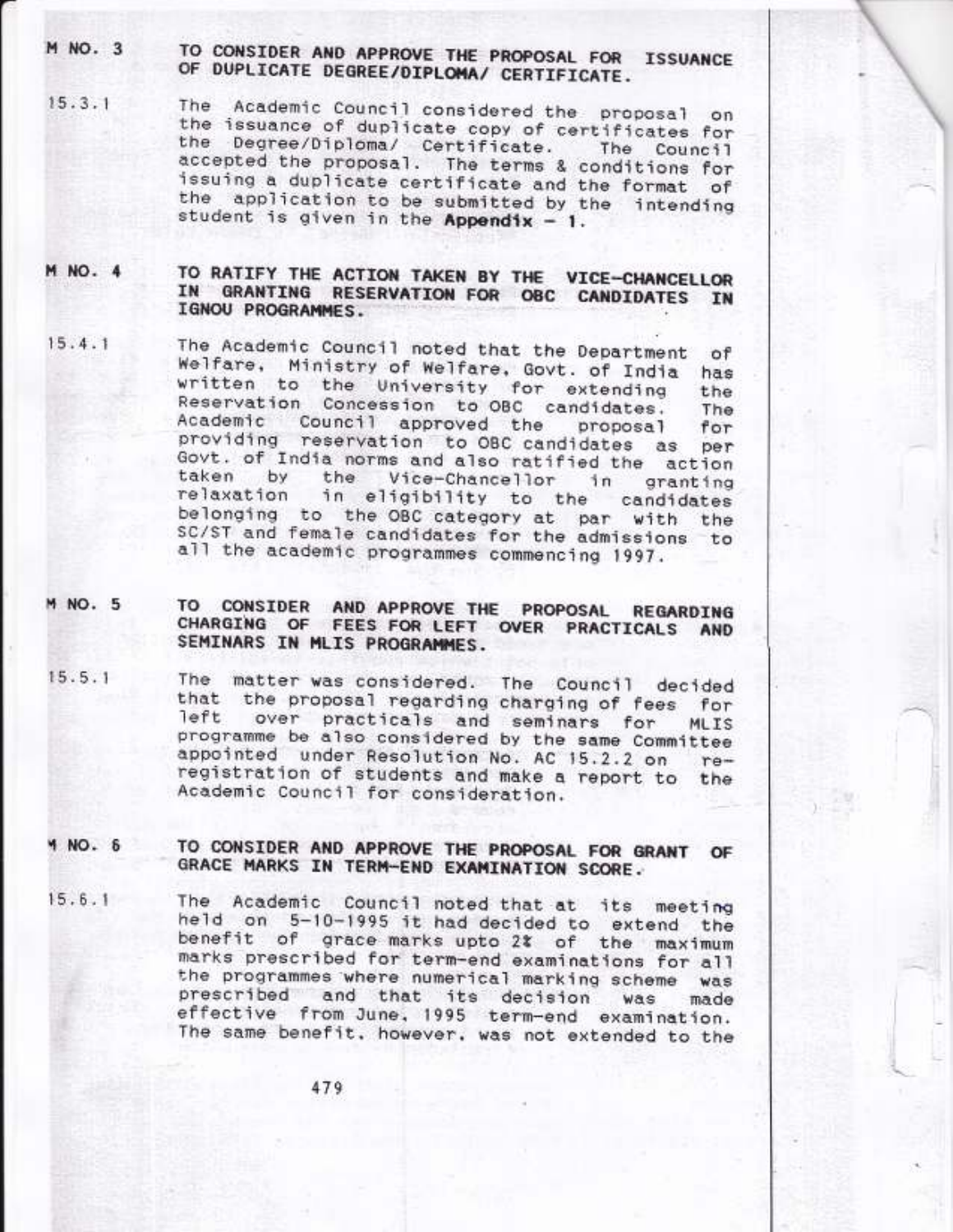**M NO. 3 TO CONSIDER AND APPROVE THE PROPOSAL FOR ISSUANCE OF DUPLICATE DEGREE/DIPLOMA/ CERTIFICATE.**

15.3.1 The Academic Council considered the proposal on the issuance of duplicate copy of certificates for the Degree/Diploma/ Certificate. The Council accepted the proposal. The terms & conditions for issuing a duplicate certificate and the format of the application to be submitted by the intending student is given in the **Appendix – 1**.

**M NO. 4 TO RATIFY THE ACTION TAKEN BY THE VICE-CHANCELLOR IN GRANTING RESERVATION FOR OBC CANDIDATES IN IGNOU PROGRAMMES.**

15.4.1 The Academic Council noted that the Department of Welfare, Ministry of Welfare, Govt. of India has written to the University for extending the Reservation Concession to OBC candidates. The Academic Council approved the proposal for providing reservation to OBC candidates as per Govt. of India norms and also ratified the action taken by the Vice-Chancellor in granting relaxation in eligibility to the candidates belonging to the OBC category at par with the SC/ST and female candidates for the admissions to all the academic programmes commencing 1997.

**M NO. 5 TO CONSIDER AND APPROVE THE PROPOSAL REGARDING CHARGING OF FEES FOR LEFT OVER PRACTICALS AND SEMINARS IN MLIS PROGRAMMES.**

15.5.1 The matter was considered. The Council decided that the proposal regarding charging of fees for left over practicals and seminars for MLIS programme be also considered by the same Committee appointed under Resolution No. AC 15.2.2 on re-registration of students and make a report to the Academic Council for consideration.

**M NO. 6 TO CONSIDER AND APPROVE THE PROPOSAL FOR GRANT OF GRACE MARKS IN TERM-END EXAMINATION SCORE.**

15.6.1 The Academic Council noted that at its meeting held on 5-10-1995 it had decided to extend the benefit of grace marks upto 2% of the maximum marks prescribed for term-end examinations for all the programmes where numerical marking scheme was prescribed and that its decision was made effective from June, 1995 term-end examination. The same benefit, however, was not extended to the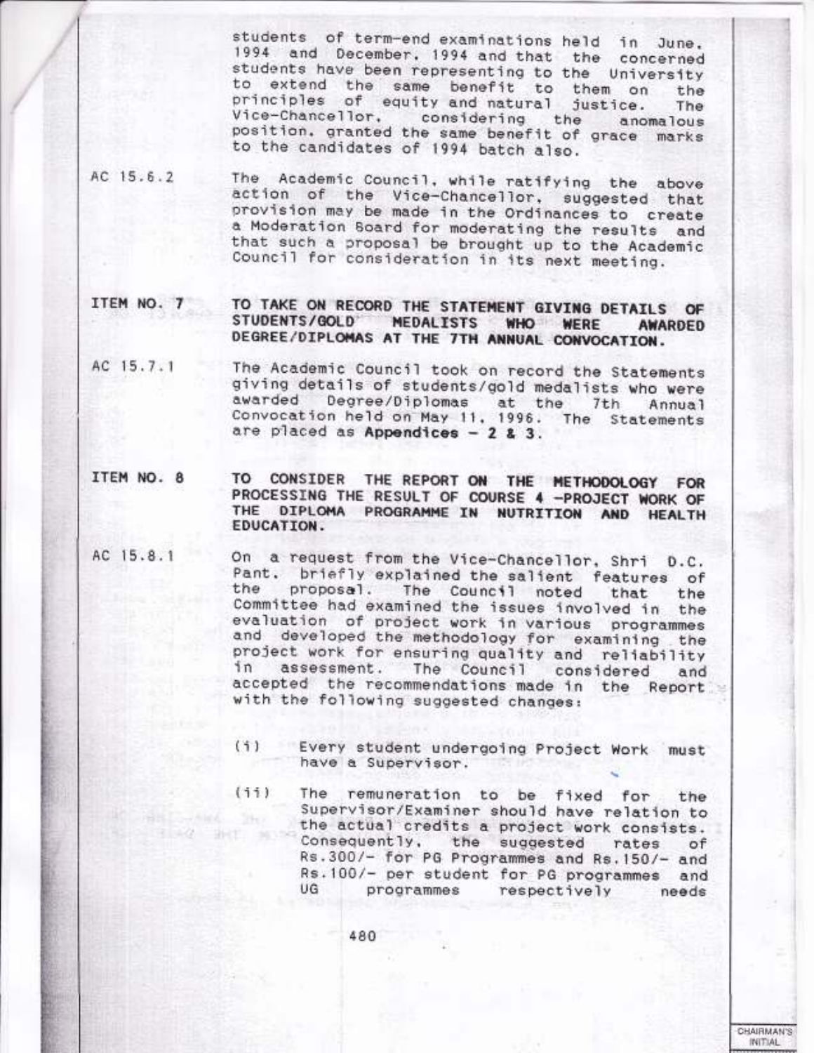students of term-end examinations held in June, 1994 and December, 1994 and that the concerned students have been representing to the University to extend the same benefit to them on the principles of equity and natural justice. The Vice-Chancellor, considering the anomalous position, granted the same benefit of grace marks to the candidates of 1994 batch also.

AC 15.6.2 The Academic Council, while ratifying the above action of the Vice-Chancellor, suggested that provision may be made in the Ordinances to create a Moderation Board for moderating the results and that such a proposal be brought up to the Academic Council for consideration in its next meeting.

**ITEM NO. 7 TO TAKE ON RECORD THE STATEMENT GIVING DETAILS OF STUDENTS/GOLD MEDALISTS WHO WERE AWARDED DEGREE/DIPLOMAS AT THE 7TH ANNUAL CONVOCATION.**

AC 15.7.1 The Academic Council took on record the Statements giving details of students/gold medalists who were awarded Degree/Diplomas at the 7th Annual Convocation held on May 11, 1996. The Statements are placed as **Appendices – 2 & 3**.

**ITEM NO. 8 TO CONSIDER THE REPORT ON THE METHODOLOGY FOR PROCESSING THE RESULT OF COURSE 4 –PROJECT WORK OF THE DIPLOMA PROGRAMME IN NUTRITION AND HEALTH EDUCATION.**

AC 15.8.1 On a request from the Vice-Chancellor, Shri D.C. Pant, briefly explained the salient features of the proposal. The Council noted that the Committee had examined the issues involved in the evaluation of project work in various programmes and developed the methodology for examining the project work for ensuring quality and reliability in assessment. The Council considered and accepted the recommendations made in the Report with the following suggested changes:

(i) Every student undergoing Project Work must have a Supervisor.

(ii) The remuneration to be fixed for the Supervisor/Examiner should have relation to the actual credits a project work consists. Consequently, the suggested rates of Rs.300/- for PG Programmes and Rs.150/- and Rs.100/- per student for PG programmes and UG programmes respectively needs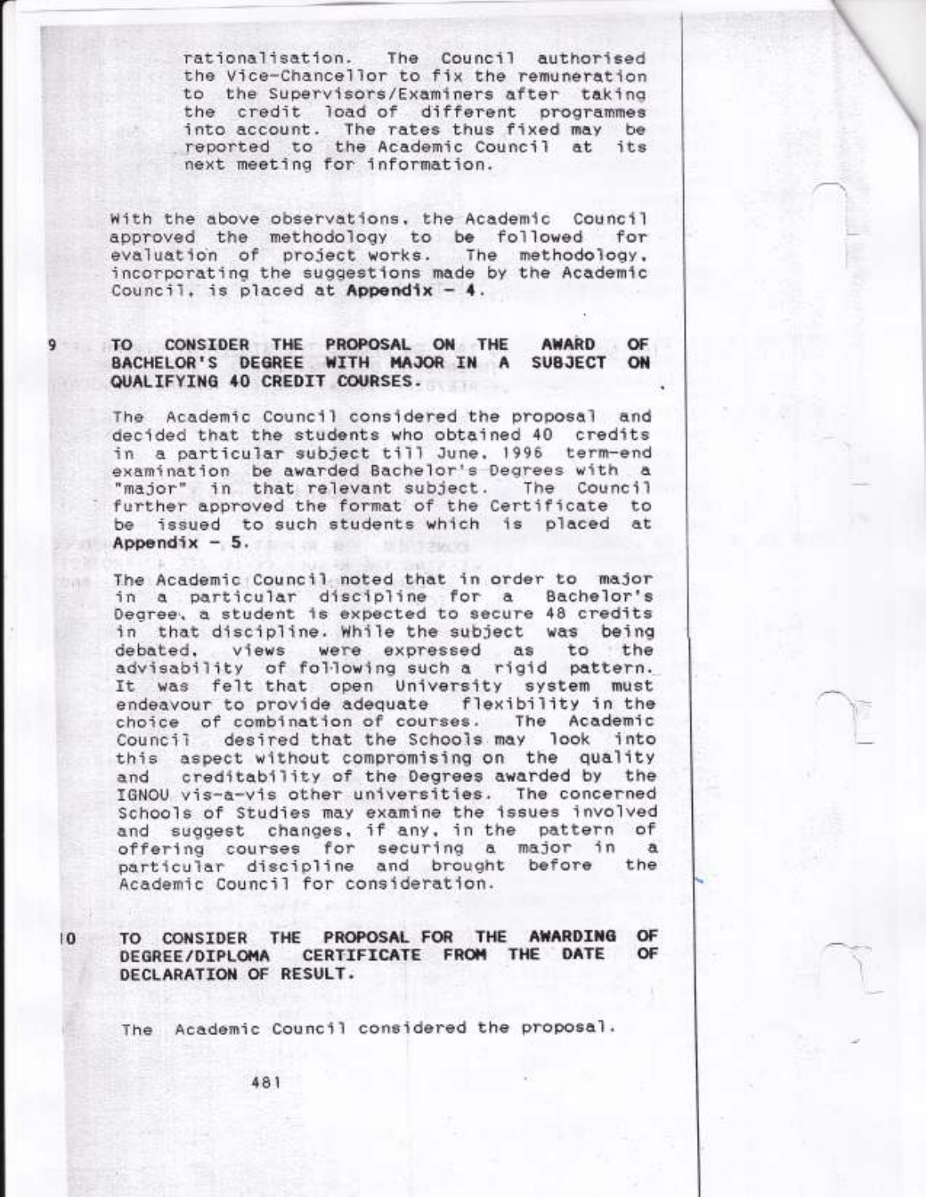rationalisation. The Council authorised the Vice-Chancellor to fix the remuneration to the Supervisors/Examiners after taking the credit load of different programmes into account. The rates thus fixed may be reported to the Academic Council at its next meeting for information.

With the above observations, the Academic Council approved the methodology to be followed for evaluation of project works. The methodology, incorporating the suggestions made by the Academic Council, is placed at **Appendix – 4**.

**9 TO CONSIDER THE PROPOSAL ON THE AWARD OF BACHELOR'S DEGREE WITH MAJOR IN A SUBJECT ON QUALIFYING 40 CREDIT COURSES.**

The Academic Council considered the proposal and decided that the students who obtained 40 credits in a particular subject till June, 1996 term-end examination be awarded Bachelor's Degrees with a "major" in that relevant subject. The Council further approved the format of the Certificate to be issued to such students which is placed at **Appendix – 5**.

The Academic Council noted that in order to major in a particular discipline for a Bachelor's Degree, a student is expected to secure 48 credits in that discipline. While the subject was being debated, views were expressed as to the advisability of following such a rigid pattern. It was felt that open University system must endeavour to provide adequate flexibility in the choice of combination of courses. The Academic Council desired that the Schools may look into this aspect without compromising on the quality and creditability of the Degrees awarded by the IGNOU vis-a-vis other universities. The concerned Schools of Studies may examine the issues involved and suggest changes, if any, in the pattern of offering courses for securing a major in a particular discipline and brought before the Academic Council for consideration.

**10 TO CONSIDER THE PROPOSAL FOR THE AWARDING OF DEGREE/DIPLOMA CERTIFICATE FROM THE DATE OF DECLARATION OF RESULT.**

The Academic Council considered the proposal.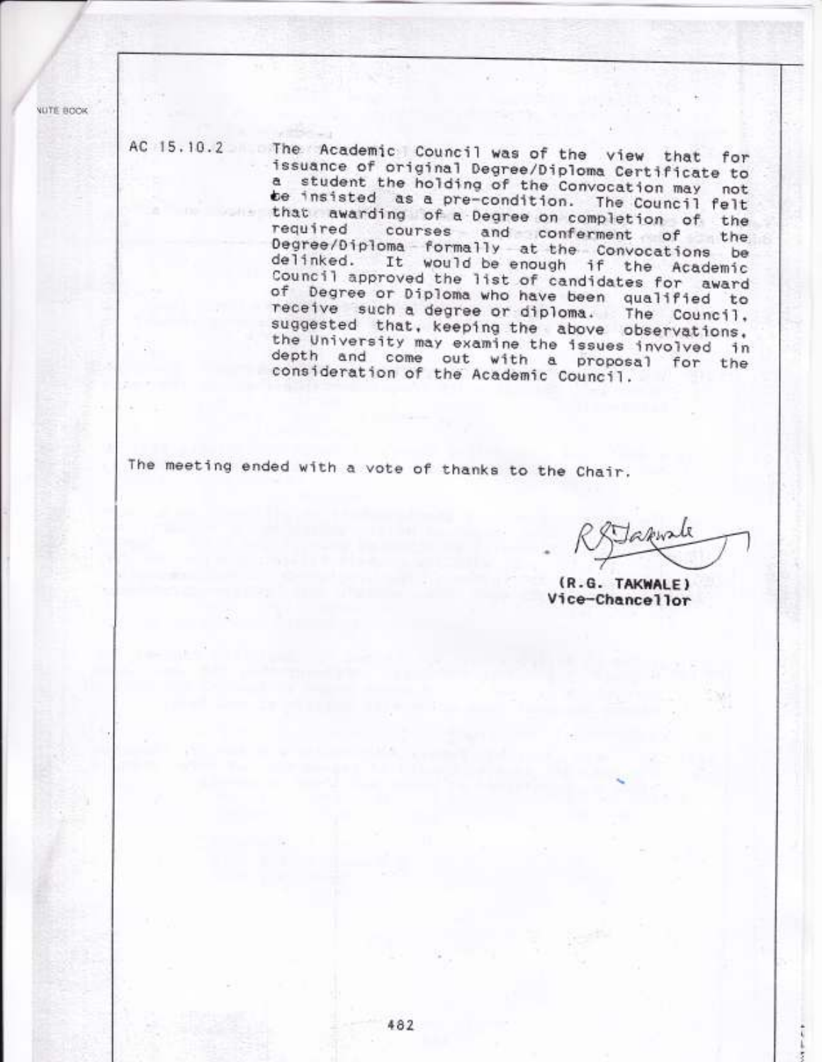AC 15.10.2 The Academic Council was of the view that for issuance of original Degree/Diploma Certificate to a student the holding of the Convocation may not be insisted as a pre-condition. The Council felt that awarding of a Degree on completion of the required courses and conferment of the Degree/Diploma formally at the Convocations be delinked. It would be enough if the Academic Council approved the list of candidates for award of Degree or Diploma who have been qualified to receive such a degree or diploma. The Council, suggested that, keeping the above observations, the University may examine the issues involved in depth and come out with a proposal for the consideration of the Academic Council.

The meeting ended with a vote of thanks to the Chair.

(R.G. TAKWALE)
Vice-Chancellor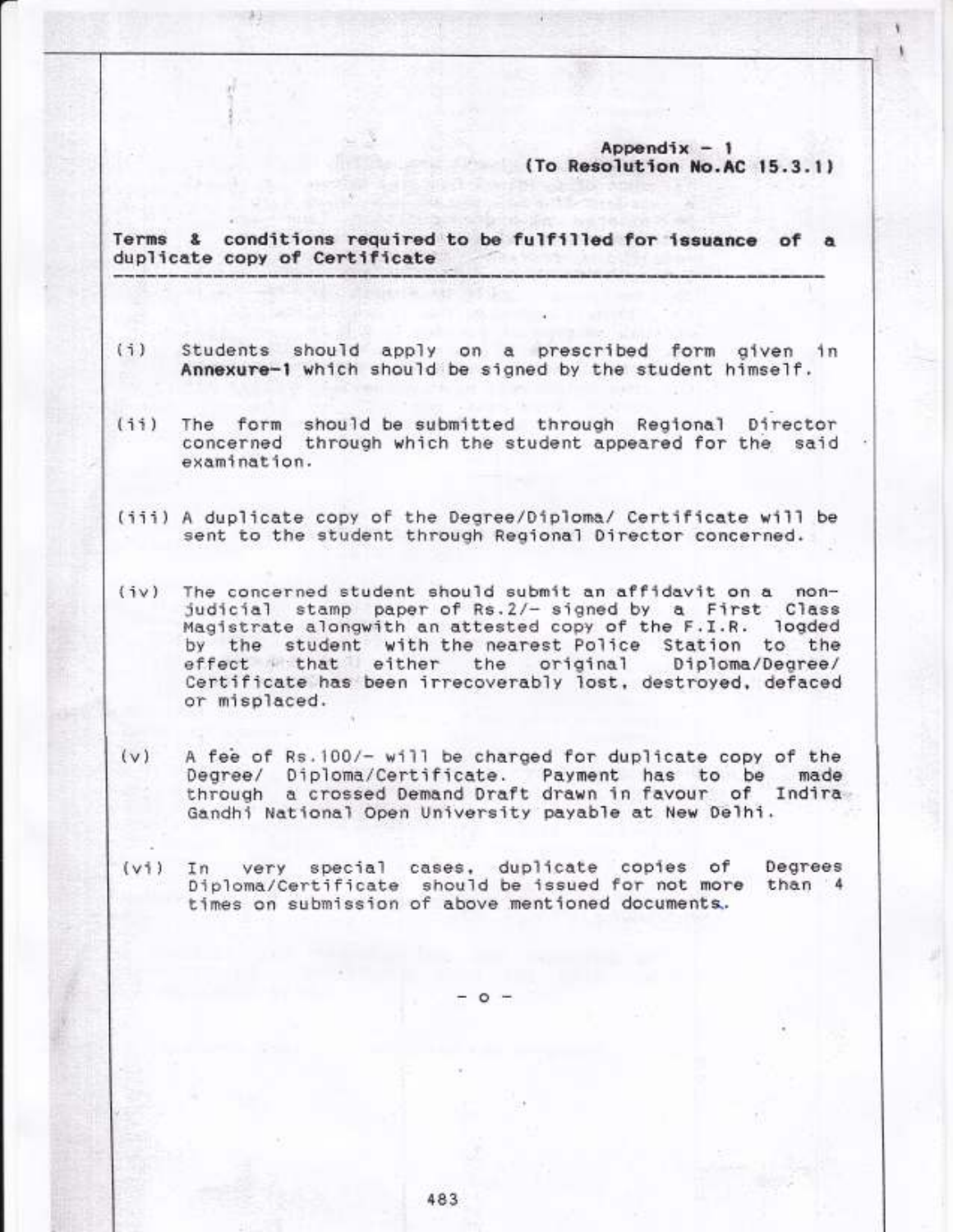Appendix – 1
(To Resolution No.AC 15.3.1)

**Terms & conditions required to be fulfilled for issuance of a duplicate copy of Certificate**

(i) Students should apply on a prescribed form given in **Annexure-1** which should be signed by the student himself.

(ii) The form should be submitted through Regional Director concerned through which the student appeared for the said examination.

(iii) A duplicate copy of the Degree/Diploma/ Certificate will be sent to the student through Regional Director concerned.

(iv) The concerned student should submit an affidavit on a non-judicial stamp paper of Rs.2/- signed by a First Class Magistrate alongwith an attested copy of the F.I.R. logded by the student with the nearest Police Station to the effect that either the original Diploma/Degree/ Certificate has been irrecoverably lost, destroyed, defaced or misplaced.

(v) A fee of Rs.100/- will be charged for duplicate copy of the Degree/ Diploma/Certificate. Payment has to be made through a crossed Demand Draft drawn in favour of Indira Gandhi National Open University payable at New Delhi.

(vi) In very special cases, duplicate copies of Degrees Diploma/Certificate should be issued for not more than 4 times on submission of above mentioned documents.

– o –